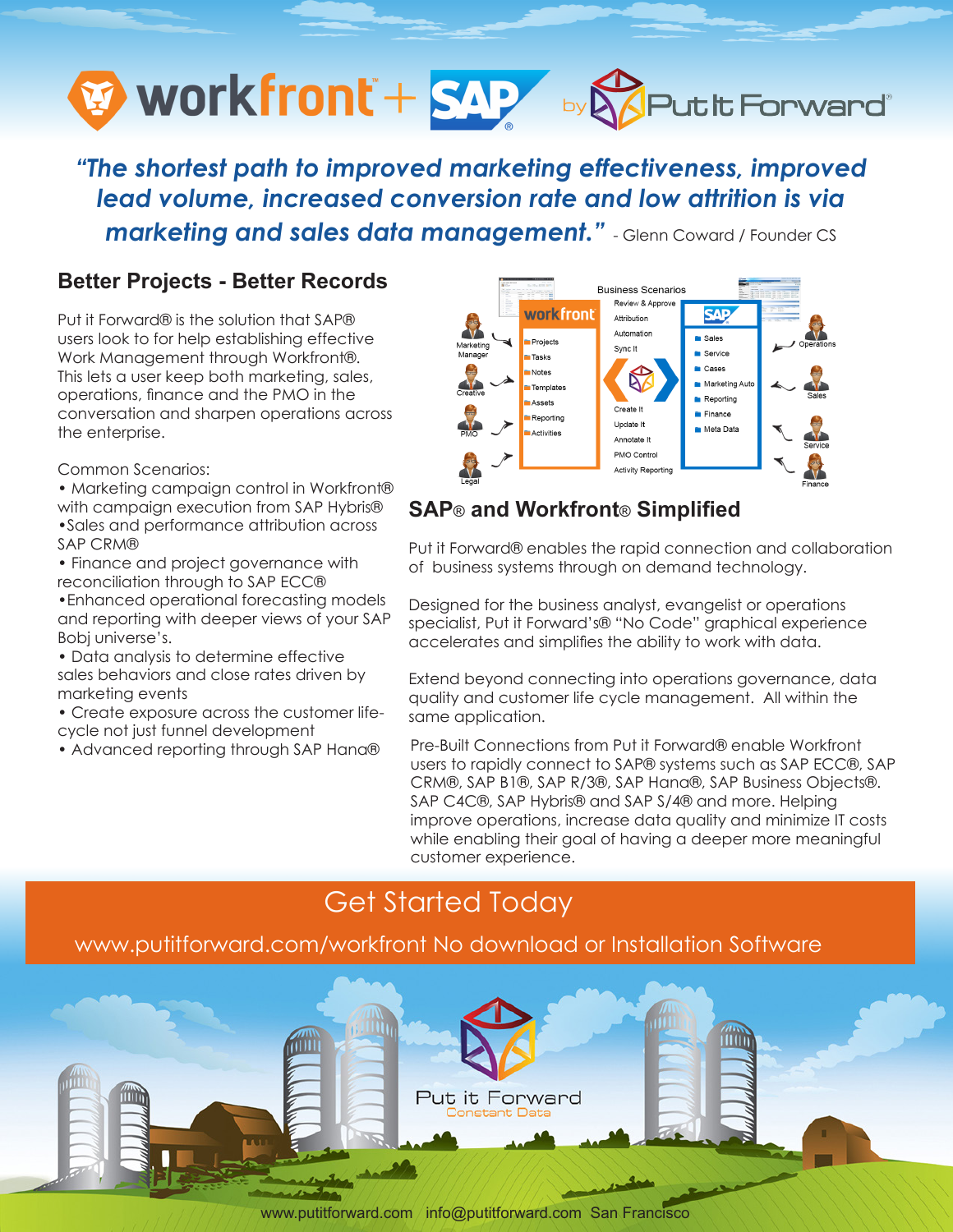# workfront + SAP by Put It Forward

*"The shortest path to improved marketing effectiveness, improved lead volume, increased conversion rate and low attrition is via marketing and sales data management."* - Glenn Coward / Founder CS

## Better Projects - Better Records

Put it Forward® is the solution that SAP® users look to for help establishing effective Work Management through Workfront®. This lets a user keep both marketing, sales, operations, finance and the PMO in the conversation and sharpen operations across the enterprise.

Common Scenarios:

- Marketing campaign control in Workfront® with campaign execution from SAP Hybris®
- Sales and performance attribution across SAP CRM®
- Finance and project governance with reconciliation through to SAP ECC®
- Enhanced operational forecasting models and reporting with deeper views of your SAP Bobj universe's.
- Data analysis to determine effective sales behaviors and close rates driven by marketing events
- Create exposure across the customer life-cycle not just funnel development
- Advanced reporting through SAP Hana®

## SAP® and Workfront® Simplified

Put it Forward® enables the rapid connection and collaboration of business systems through on demand technology.

Designed for the business analyst, evangelist or operations specialist, Put it Forward's® "No Code" graphical experience accelerates and simplifies the ability to work with data.

Extend beyond connecting into operations governance, data quality and customer life cycle management. All within the same application.

Pre-Built Connections from Put it Forward® enable Workfront users to rapidly connect to SAP® systems such as SAP ECC®, SAP CRM®, SAP B1®, SAP R/3®, SAP Hana®, SAP Business Objects®. SAP C4C®, SAP Hybris® and SAP S/4® and more. Helping improve operations, increase data quality and minimize IT costs while enabling their goal of having a deeper more meaningful customer experience.

## Get Started Today

www.putitforward.com/workfront No download or Installation Software

Put it Forward
Constant Data

www.putitforward.com info@putitforward.com San Francisco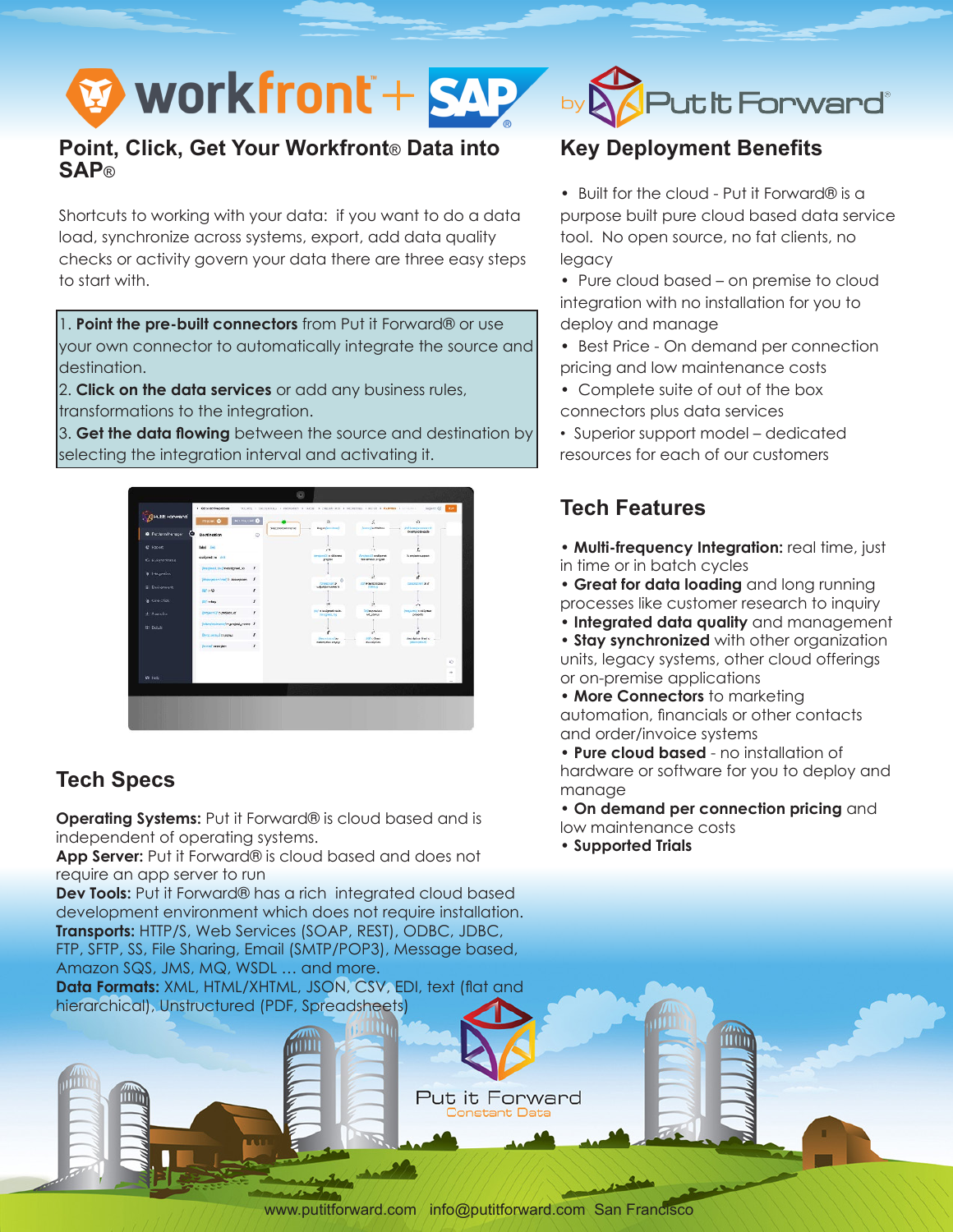# Point, Click, Get Your Workfront® Data into SAP®

Shortcuts to working with your data: if you want to do a data load, synchronize across systems, export, add data quality checks or activity govern your data there are three easy steps to start with.

1. **Point the pre-built connectors** from Put it Forward® or use your own connector to automatically integrate the source and destination.
2. **Click on the data services** or add any business rules, transformations to the integration.
3. **Get the data flowing** between the source and destination by selecting the integration interval and activating it.

## Tech Specs

**Operating Systems:** Put it Forward® is cloud based and is independent of operating systems.
**App Server:** Put it Forward® is cloud based and does not require an app server to run
**Dev Tools:** Put it Forward® has a rich integrated cloud based development environment which does not require installation.
**Transports:** HTTP/S, Web Services (SOAP, REST), ODBC, JDBC, FTP, SFTP, SS, File Sharing, Email (SMTP/POP3), Message based, Amazon SQS, JMS, MQ, WSDL ... and more.
**Data Formats:** XML, HTML/XHTML, JSON, CSV, EDI, text (flat and hierarchical), Unstructured (PDF, Spreadsheets)

## Key Deployment Benefits

- Built for the cloud - Put it Forward® is a purpose built pure cloud based data service tool. No open source, no fat clients, no legacy
- Pure cloud based – on premise to cloud integration with no installation for you to deploy and manage
- Best Price - On demand per connection pricing and low maintenance costs
- Complete suite of out of the box connectors plus data services
- Superior support model – dedicated resources for each of our customers

## Tech Features

- **Multi-frequency Integration:** real time, just in time or in batch cycles
- **Great for data loading** and long running processes like customer research to inquiry
- **Integrated data quality** and management
- **Stay synchronized** with other organization units, legacy systems, other cloud offerings or on-premise applications
- **More Connectors** to marketing automation, financials or other contacts and order/invoice systems
- **Pure cloud based** - no installation of hardware or software for you to deploy and manage
- **On demand per connection pricing** and low maintenance costs
- **Supported Trials**

Put it Forward
Constant Data

www.putitforward.com info@putitforward.com San Francisco